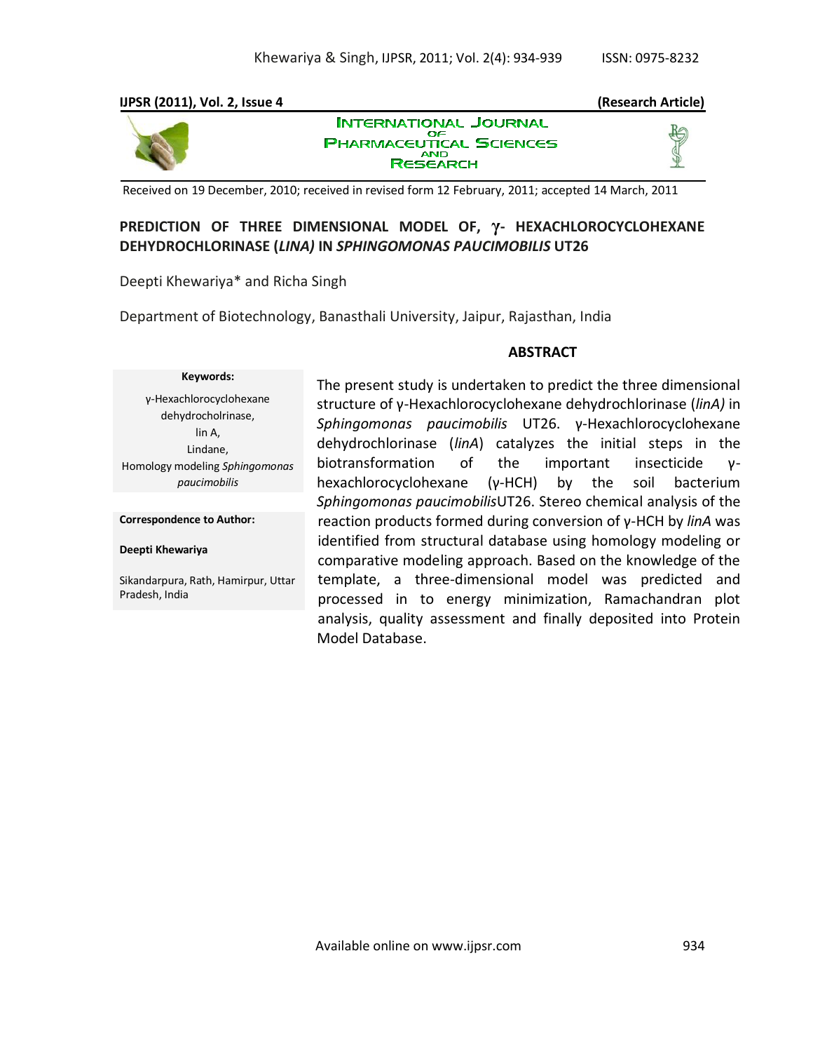**IJPSR (2011), Vol. 2, Issue 4** **(Research Article)**

INTERNATIONAL JOURNAL OF PHARMACEUTICAL SCIENCES AND RESEARCH

Received on 19 December, 2010; received in revised form 12 February, 2011; accepted 14 March, 2011

# PREDICTION OF THREE DIMENSIONAL MODEL OF, γ- HEXACHLOROCYCLOHEXANE DEHYDROCHLORINASE (*LINA)* IN *SPHINGOMONAS PAUCIMOBILIS* UT26

Deepti Khewariya* and Richa Singh

Department of Biotechnology, Banasthali University, Jaipur, Rajasthan, India

**Keywords:**

γ-Hexachlorocyclohexane dehydrocholrinase,
lin A,
Lindane,
Homology modeling *Sphingomonas paucimobilis*

**Correspondence to Author:**

**Deepti Khewariya**

Sikandarpura, Rath, Hamirpur, Uttar Pradesh, India

## ABSTRACT

The present study is undertaken to predict the three dimensional structure of γ-Hexachlorocyclohexane dehydrochlorinase (*linA)* in *Sphingomonas paucimobilis* UT26. γ-Hexachlorocyclohexane dehydrochlorinase (*linA*) catalyzes the initial steps in the biotransformation of the important insecticide γ-hexachlorocyclohexane (γ-HCH) by the soil bacterium *Sphingomonas paucimobilis*UT26. Stereo chemical analysis of the reaction products formed during conversion of γ-HCH by *linA* was identified from structural database using homology modeling or comparative modeling approach. Based on the knowledge of the template, a three-dimensional model was predicted and processed in to energy minimization, Ramachandran plot analysis, quality assessment and finally deposited into Protein Model Database.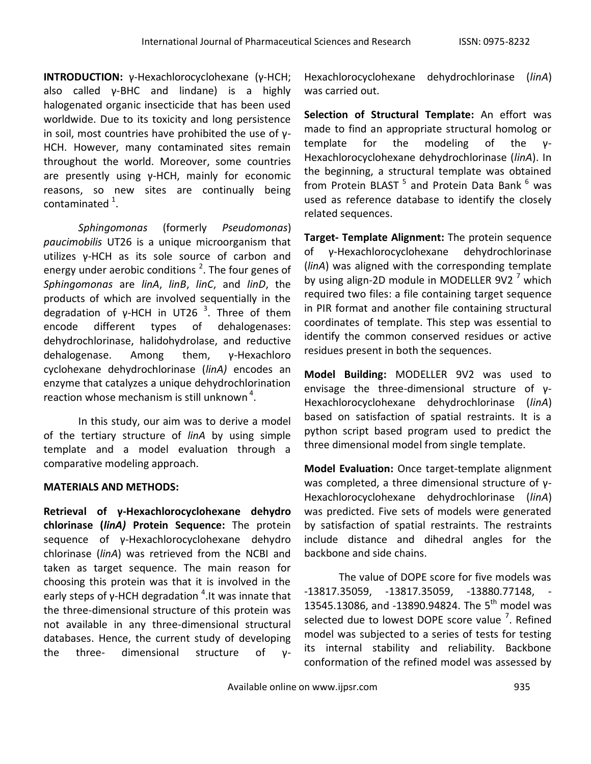**INTRODUCTION:** γ-Hexachlorocyclohexane (γ-HCH; also called γ-BHC and lindane) is a highly halogenated organic insecticide that has been used worldwide. Due to its toxicity and long persistence in soil, most countries have prohibited the use of γ-HCH. However, many contaminated sites remain throughout the world. Moreover, some countries are presently using γ-HCH, mainly for economic reasons, so new sites are continually being contaminated [1].

*Sphingomonas* (formerly *Pseudomonas*) *paucimobilis* UT26 is a unique microorganism that utilizes γ-HCH as its sole source of carbon and energy under aerobic conditions [2]. The four genes of *Sphingomonas* are *linA*, *linB*, *linC*, and *linD*, the products of which are involved sequentially in the degradation of γ-HCH in UT26 [3]. Three of them encode different types of dehalogenases: dehydrochlorinase, halidohydrolase, and reductive dehalogenase. Among them, γ-Hexachloro cyclohexane dehydrochlorinase (*linA)* encodes an enzyme that catalyzes a unique dehydrochlorination reaction whose mechanism is still unknown [4].

In this study, our aim was to derive a model of the tertiary structure of *linA* by using simple template and a model evaluation through a comparative modeling approach.

**MATERIALS AND METHODS:**

**Retrieval of γ-Hexachlorocyclohexane dehydro chlorinase (*linA)* Protein Sequence:** The protein sequence of γ-Hexachlorocyclohexane dehydro chlorinase (*linA*) was retrieved from the NCBI and taken as target sequence. The main reason for choosing this protein was that it is involved in the early steps of γ-HCH degradation [4].It was innate that the three-dimensional structure of this protein was not available in any three-dimensional structural databases. Hence, the current study of developing the three- dimensional structure of γ-Hexachlorocyclohexane dehydrochlorinase (*linA*) was carried out.

**Selection of Structural Template:** An effort was made to find an appropriate structural homolog or template for the modeling of the γ-Hexachlorocyclohexane dehydrochlorinase (*linA*). In the beginning, a structural template was obtained from Protein BLAST [5] and Protein Data Bank [6] was used as reference database to identify the closely related sequences.

**Target- Template Alignment:** The protein sequence of γ-Hexachlorocyclohexane dehydrochlorinase (*linA*) was aligned with the corresponding template by using align-2D module in MODELLER 9V2 [7] which required two files: a file containing target sequence in PIR format and another file containing structural coordinates of template. This step was essential to identify the common conserved residues or active residues present in both the sequences.

**Model Building:** MODELLER 9V2 was used to envisage the three-dimensional structure of γ-Hexachlorocyclohexane dehydrochlorinase (*linA*) based on satisfaction of spatial restraints. It is a python script based program used to predict the three dimensional model from single template.

**Model Evaluation:** Once target-template alignment was completed, a three dimensional structure of γ-Hexachlorocyclohexane dehydrochlorinase (*linA*) was predicted. Five sets of models were generated by satisfaction of spatial restraints. The restraints include distance and dihedral angles for the backbone and side chains.

The value of DOPE score for five models was -13817.35059, -13817.35059, -13880.77148, -13545.13086, and -13890.94824. The 5th model was selected due to lowest DOPE score value [7]. Refined model was subjected to a series of tests for testing its internal stability and reliability. Backbone conformation of the refined model was assessed by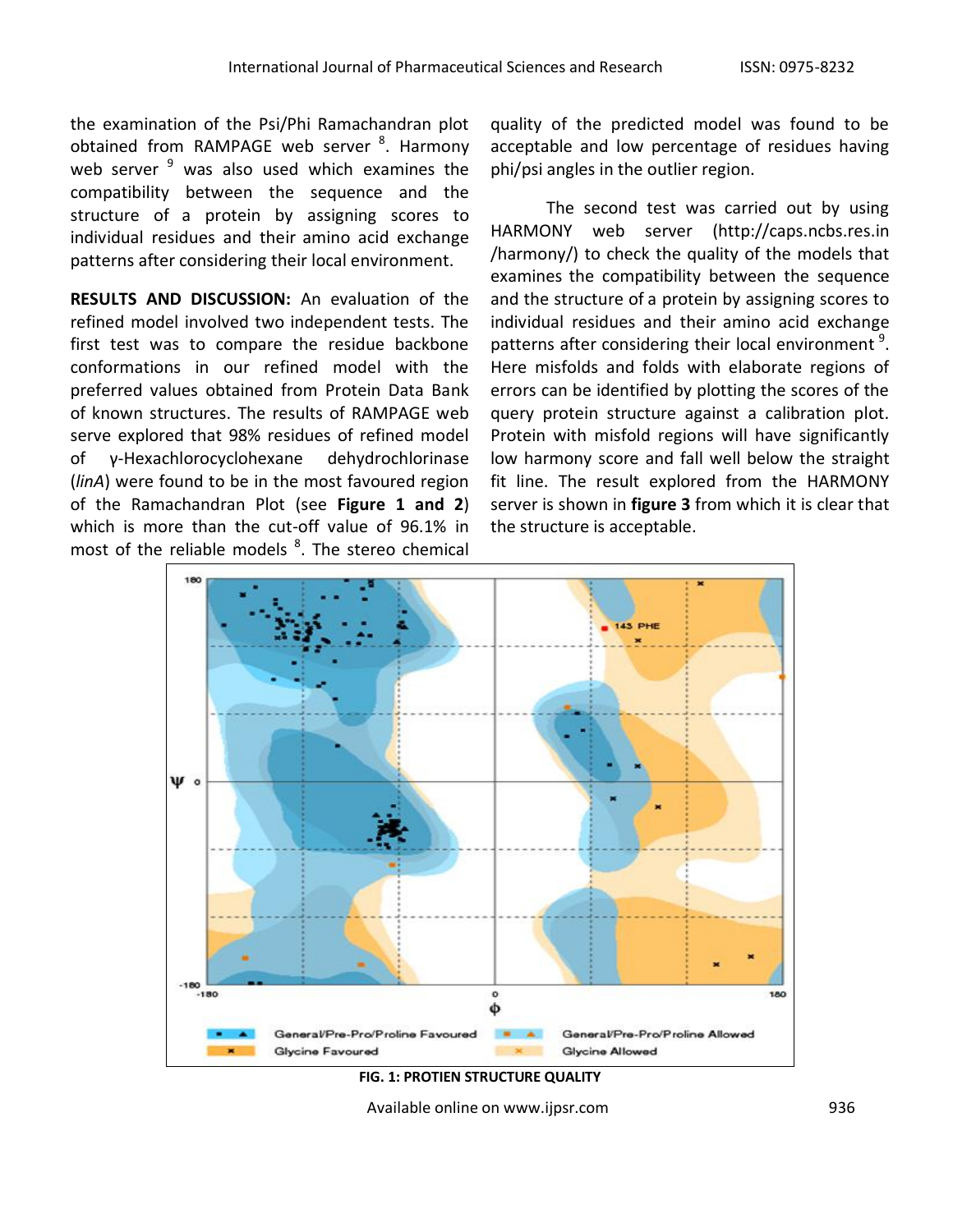the examination of the Psi/Phi Ramachandran plot obtained from RAMPAGE web server [8]. Harmony web server [9] was also used which examines the compatibility between the sequence and the structure of a protein by assigning scores to individual residues and their amino acid exchange patterns after considering their local environment.

**RESULTS AND DISCUSSION:** An evaluation of the refined model involved two independent tests. The first test was to compare the residue backbone conformations in our refined model with the preferred values obtained from Protein Data Bank of known structures. The results of RAMPAGE web serve explored that 98% residues of refined model of γ-Hexachlorocyclohexane dehydrochlorinase (*linA*) were found to be in the most favoured region of the Ramachandran Plot (see **Figure 1 and 2**) which is more than the cut-off value of 96.1% in most of the reliable models [8]. The stereo chemical quality of the predicted model was found to be acceptable and low percentage of residues having phi/psi angles in the outlier region.

The second test was carried out by using HARMONY web server (http://caps.ncbs.res.in /harmony/) to check the quality of the models that examines the compatibility between the sequence and the structure of a protein by assigning scores to individual residues and their amino acid exchange patterns after considering their local environment [9]. Here misfolds and folds with elaborate regions of errors can be identified by plotting the scores of the query protein structure against a calibration plot. Protein with misfold regions will have significantly low harmony score and fall well below the straight fit line. The result explored from the HARMONY server is shown in **figure 3** from which it is clear that the structure is acceptable.

**FIG. 1: PROTIEN STRUCTURE QUALITY**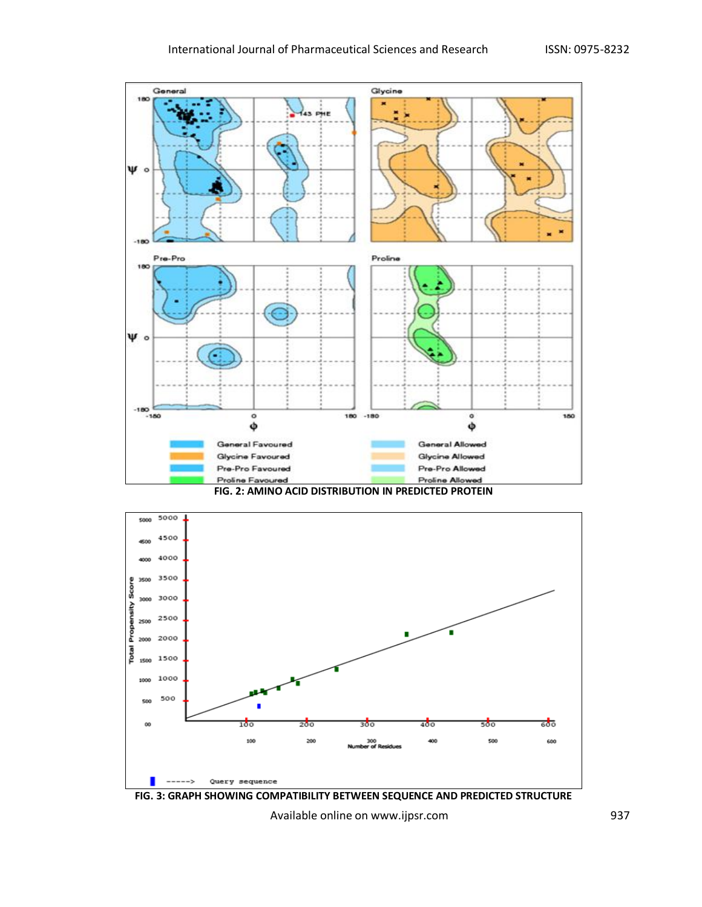FIG. 2: AMINO ACID DISTRIBUTION IN PREDICTED PROTEIN

FIG. 3: GRAPH SHOWING COMPATIBILITY BETWEEN SEQUENCE AND PREDICTED STRUCTURE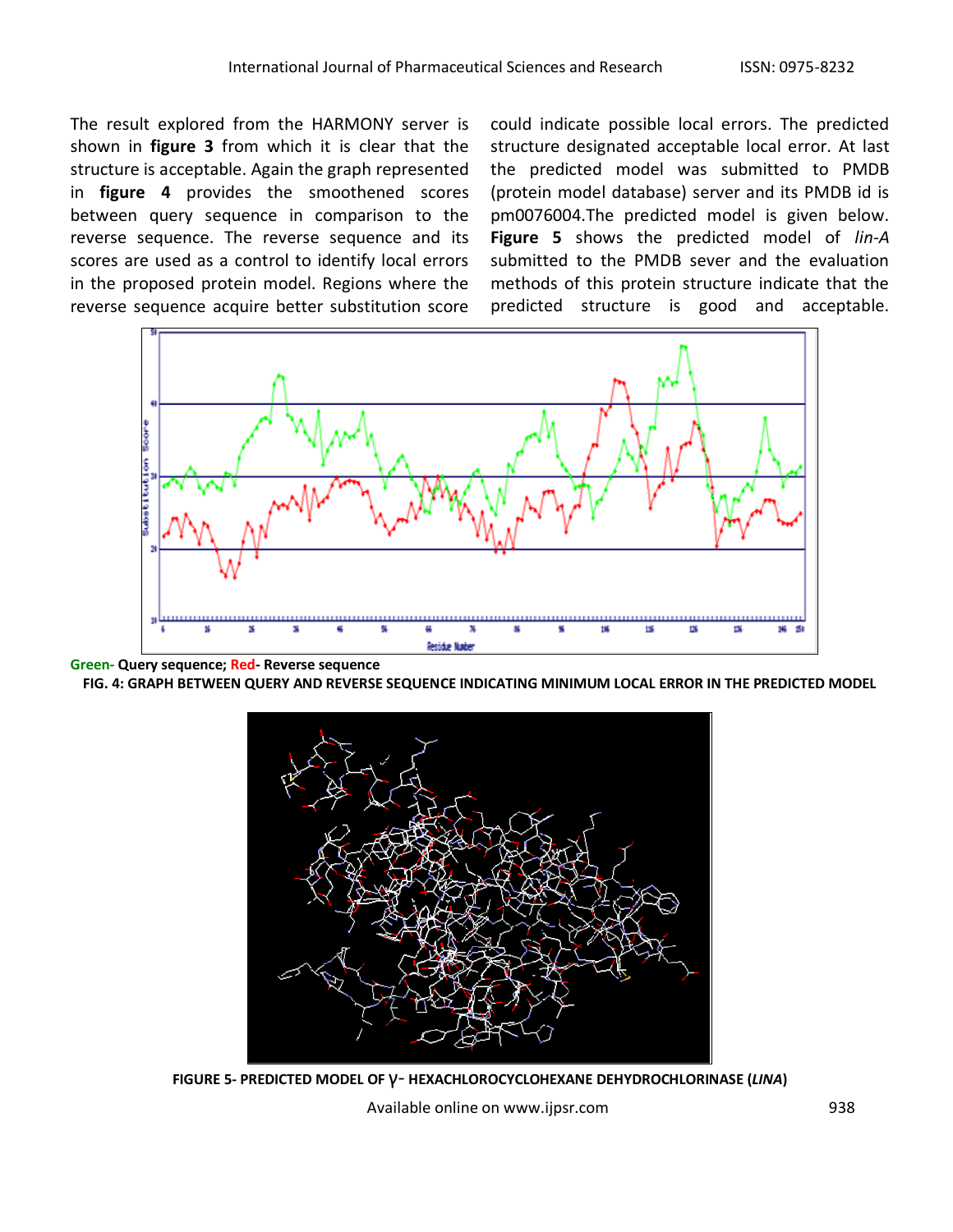The result explored from the HARMONY server is shown in **figure 3** from which it is clear that the structure is acceptable. Again the graph represented in **figure 4** provides the smoothened scores between query sequence in comparison to the reverse sequence. The reverse sequence and its scores are used as a control to identify local errors in the proposed protein model. Regions where the reverse sequence acquire better substitution score could indicate possible local errors. The predicted structure designated acceptable local error. At last the predicted model was submitted to PMDB (protein model database) server and its PMDB id is pm0076004.The predicted model is given below. **Figure 5** shows the predicted model of *lin-A* submitted to the PMDB sever and the evaluation methods of this protein structure indicate that the predicted structure is good and acceptable.

**Green- Query sequence; Red- Reverse sequence**

**FIG. 4: GRAPH BETWEEN QUERY AND REVERSE SEQUENCE INDICATING MINIMUM LOCAL ERROR IN THE PREDICTED MODEL**

**FIGURE 5- PREDICTED MODEL OF γ- HEXACHLOROCYCLOHEXANE DEHYDROCHLORINASE (*LINA*)**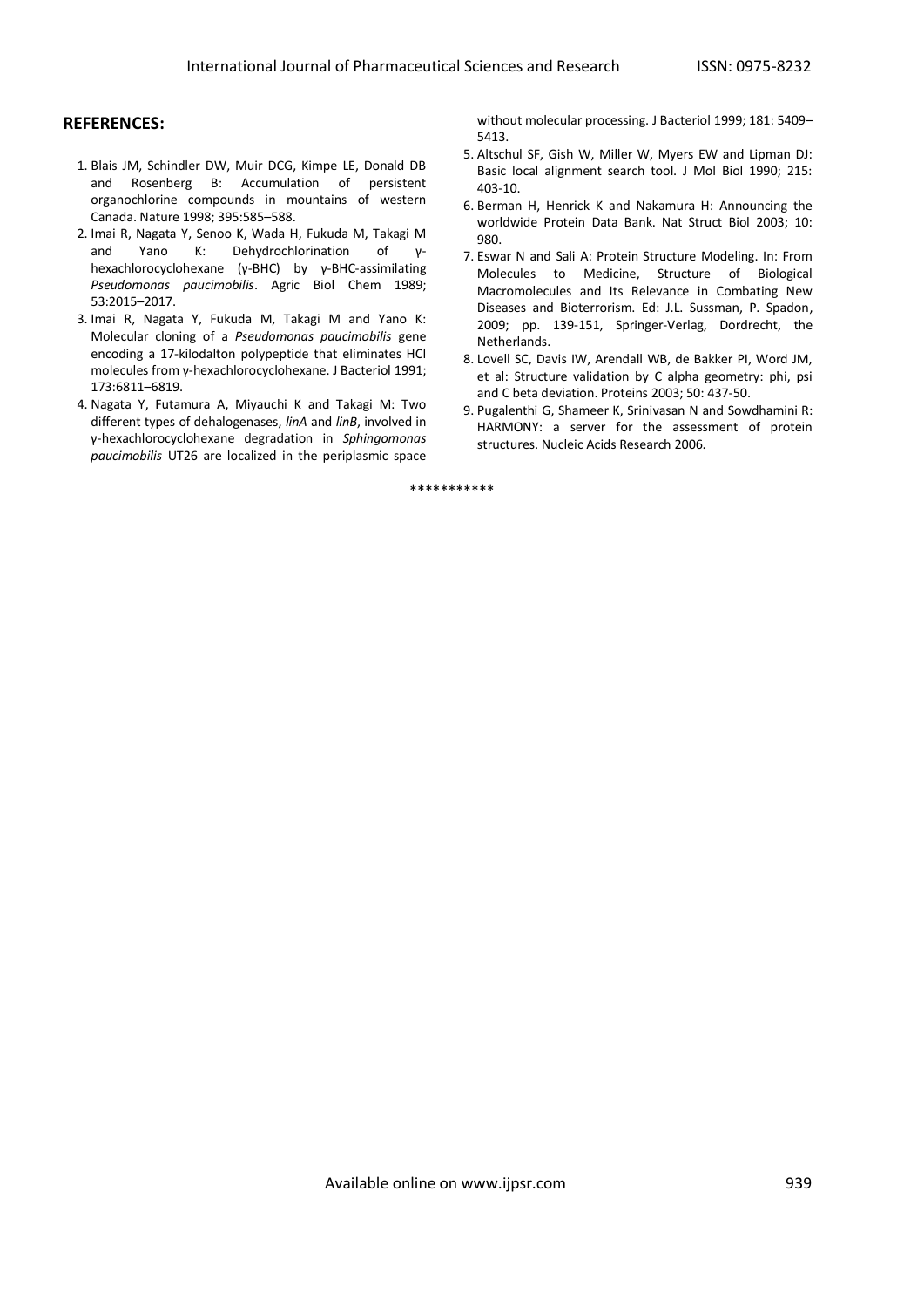## REFERENCES:

1. Blais JM, Schindler DW, Muir DCG, Kimpe LE, Donald DB and Rosenberg B: Accumulation of persistent organochlorine compounds in mountains of western Canada. Nature 1998; 395:585–588.
2. Imai R, Nagata Y, Senoo K, Wada H, Fukuda M, Takagi M and Yano K: Dehydrochlorination of γ-hexachlorocyclohexane (γ-BHC) by γ-BHC-assimilating *Pseudomonas paucimobilis*. Agric Biol Chem 1989; 53:2015–2017.
3. Imai R, Nagata Y, Fukuda M, Takagi M and Yano K: Molecular cloning of a *Pseudomonas paucimobilis* gene encoding a 17-kilodalton polypeptide that eliminates HCl molecules from γ-hexachlorocyclohexane. J Bacteriol 1991; 173:6811–6819.
4. Nagata Y, Futamura A, Miyauchi K and Takagi M: Two different types of dehalogenases, *linA* and *linB*, involved in γ-hexachlorocyclohexane degradation in *Sphingomonas paucimobilis* UT26 are localized in the periplasmic space without molecular processing. J Bacteriol 1999; 181: 5409–5413.
5. Altschul SF, Gish W, Miller W, Myers EW and Lipman DJ: Basic local alignment search tool. J Mol Biol 1990; 215: 403-10.
6. Berman H, Henrick K and Nakamura H: Announcing the worldwide Protein Data Bank. Nat Struct Biol 2003; 10: 980.
7. Eswar N and Sali A: Protein Structure Modeling. In: From Molecules to Medicine, Structure of Biological Macromolecules and Its Relevance in Combating New Diseases and Bioterrorism. Ed: J.L. Sussman, P. Spadon, 2009; pp. 139-151, Springer-Verlag, Dordrecht, the Netherlands.
8. Lovell SC, Davis IW, Arendall WB, de Bakker PI, Word JM, et al: Structure validation by C alpha geometry: phi, psi and C beta deviation. Proteins 2003; 50: 437-50.
9. Pugalenthi G, Shameer K, Srinivasan N and Sowdhamini R: HARMONY: a server for the assessment of protein structures. Nucleic Acids Research 2006.

***********